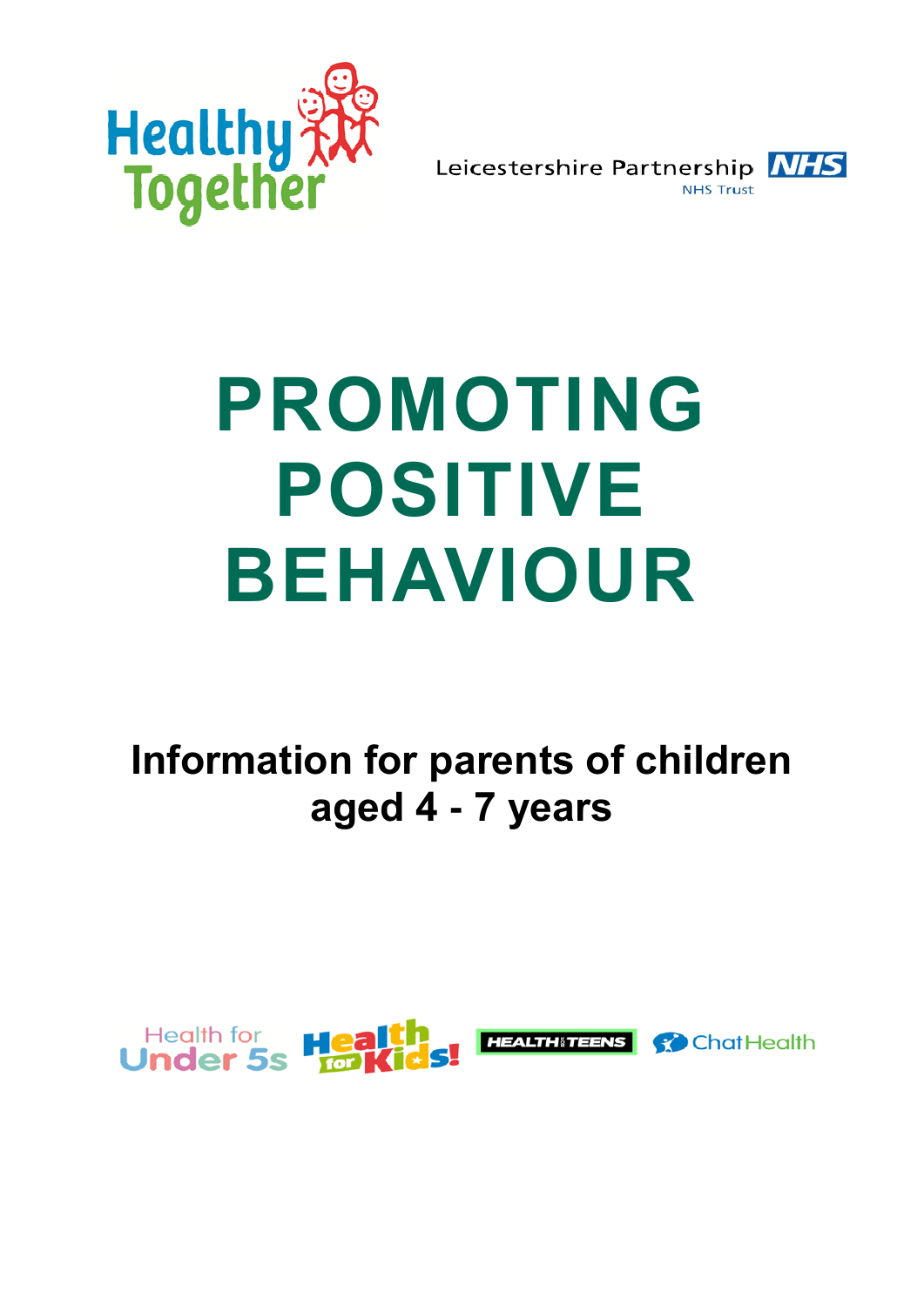Healthy Together

Leicestershire Partnership NHS Trust

# PROMOTING POSITIVE BEHAVIOUR

## Information for parents of children aged 4 - 7 years

Health for Under 5s | Health for Kids! | HEALTH for TEENS | ChatHealth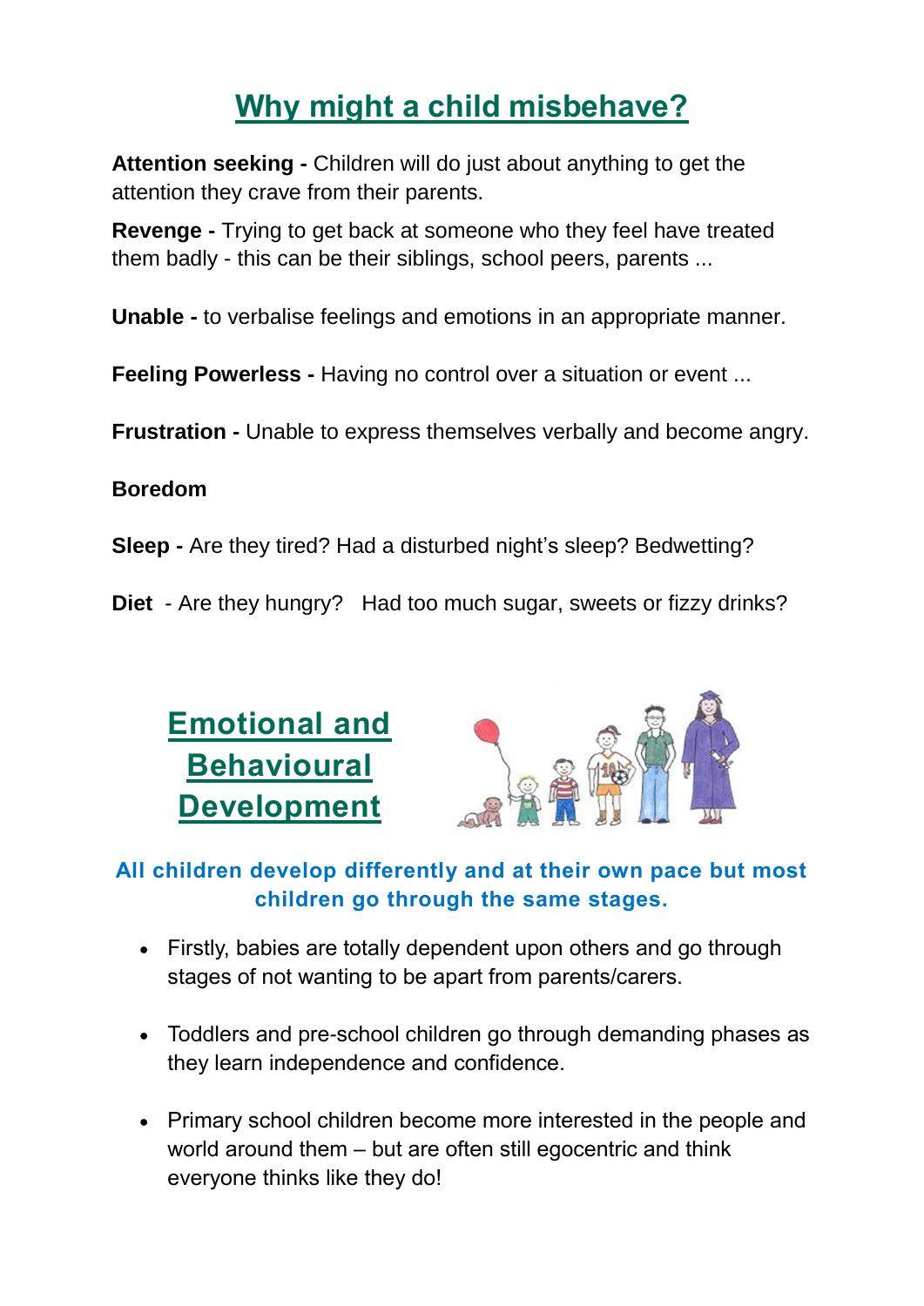# Why might a child misbehave?

**Attention seeking -** Children will do just about anything to get the attention they crave from their parents.

**Revenge -** Trying to get back at someone who they feel have treated them badly - this can be their siblings, school peers, parents ...

**Unable -** to verbalise feelings and emotions in an appropriate manner.

**Feeling Powerless -** Having no control over a situation or event ...

**Frustration -** Unable to express themselves verbally and become angry.

**Boredom**

**Sleep -** Are they tired? Had a disturbed night's sleep? Bedwetting?

**Diet** - Are they hungry? Had too much sugar, sweets or fizzy drinks?

# Emotional and Behavioural Development

**All children develop differently and at their own pace but most children go through the same stages.**

- Firstly, babies are totally dependent upon others and go through stages of not wanting to be apart from parents/carers.
- Toddlers and pre-school children go through demanding phases as they learn independence and confidence.
- Primary school children become more interested in the people and world around them – but are often still egocentric and think everyone thinks like they do!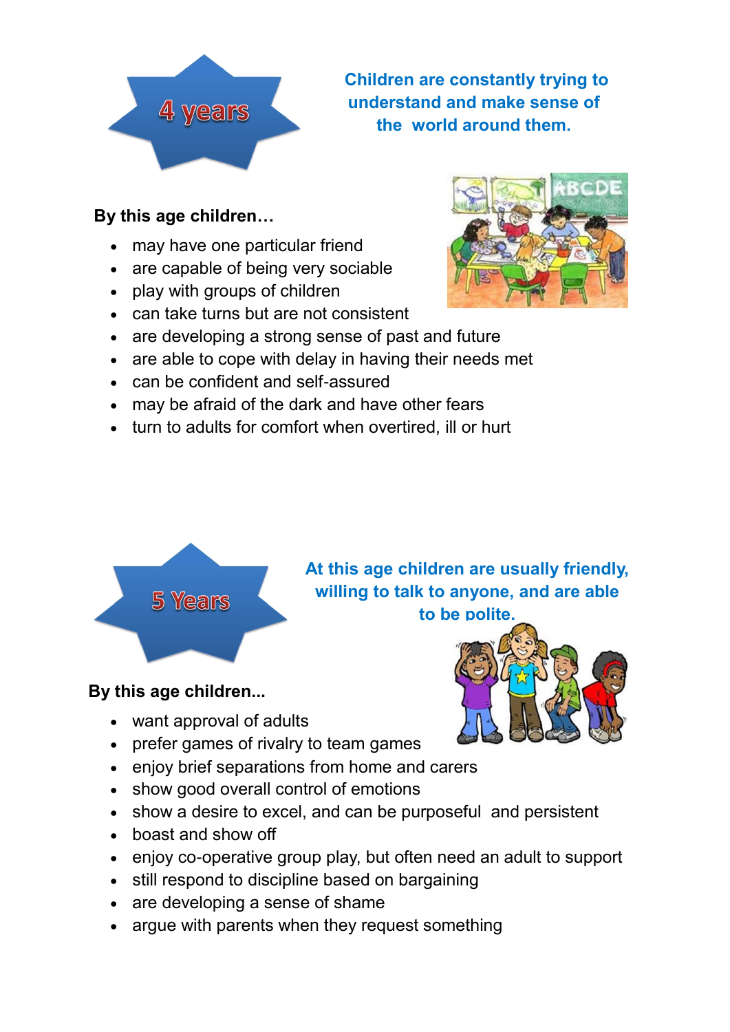## 4 years

**Children are constantly trying to understand and make sense of the world around them.**

**By this age children…**

- may have one particular friend
- are capable of being very sociable
- play with groups of children
- can take turns but are not consistent
- are developing a strong sense of past and future
- are able to cope with delay in having their needs met
- can be confident and self-assured
- may be afraid of the dark and have other fears
- turn to adults for comfort when overtired, ill or hurt

## 5 Years

**At this age children are usually friendly, willing to talk to anyone, and are able to be polite.**

**By this age children...**

- want approval of adults
- prefer games of rivalry to team games
- enjoy brief separations from home and carers
- show good overall control of emotions
- show a desire to excel, and can be purposeful and persistent
- boast and show off
- enjoy co-operative group play, but often need an adult to support
- still respond to discipline based on bargaining
- are developing a sense of shame
- argue with parents when they request something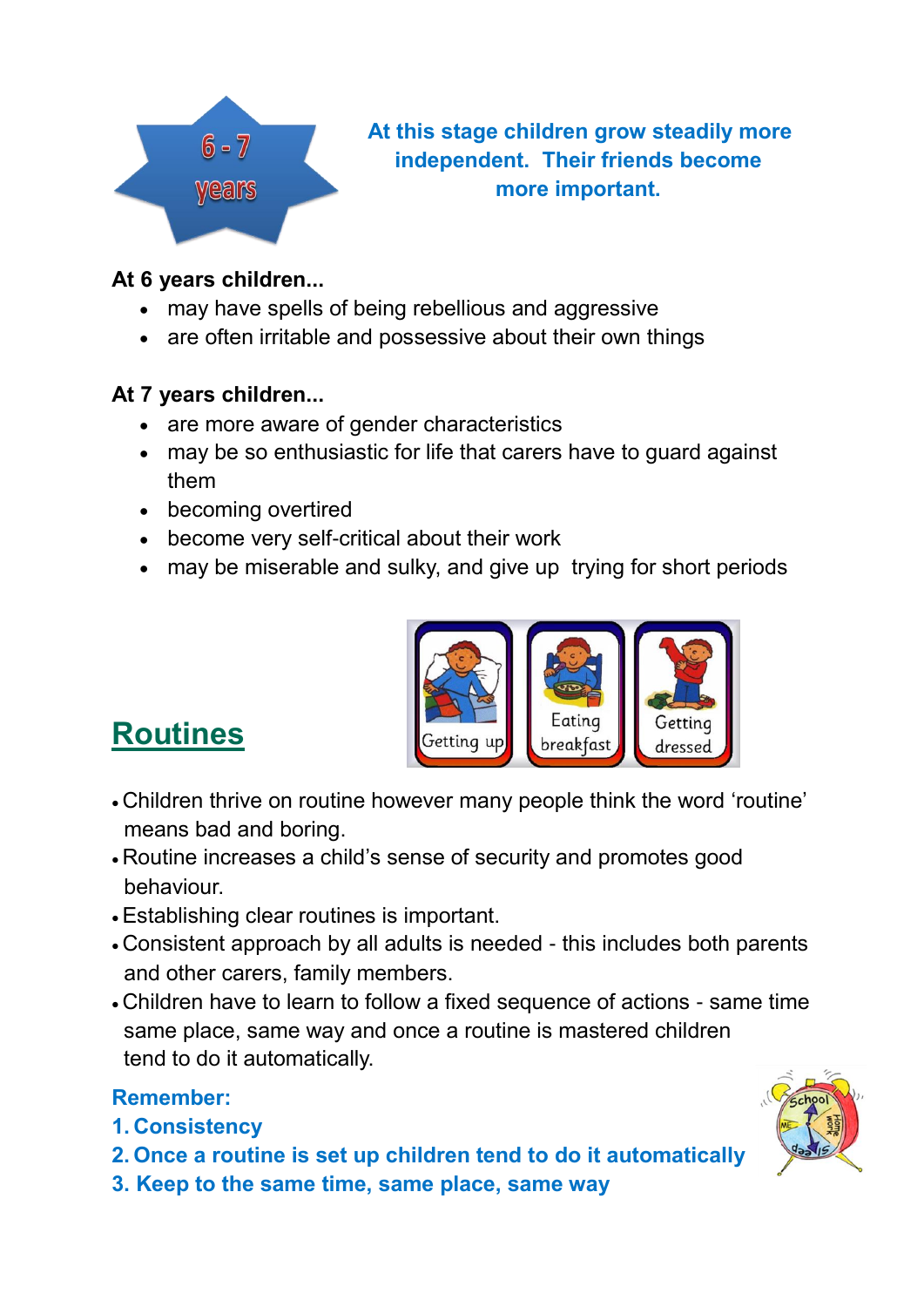# 6 - 7 years

**At this stage children grow steadily more independent. Their friends become more important.**

**At 6 years children...**

- may have spells of being rebellious and aggressive
- are often irritable and possessive about their own things

**At 7 years children...**

- are more aware of gender characteristics
- may be so enthusiastic for life that carers have to guard against them
- becoming overtired
- become very self-critical about their work
- may be miserable and sulky, and give up trying for short periods

## Routines

- Children thrive on routine however many people think the word 'routine' means bad and boring.
- Routine increases a child's sense of security and promotes good behaviour.
- Establishing clear routines is important.
- Consistent approach by all adults is needed - this includes both parents and other carers, family members.
- Children have to learn to follow a fixed sequence of actions - same time same place, same way and once a routine is mastered children tend to do it automatically.

**Remember:**

**1. Consistency**

**2. Once a routine is set up children tend to do it automatically**

**3. Keep to the same time, same place, same way**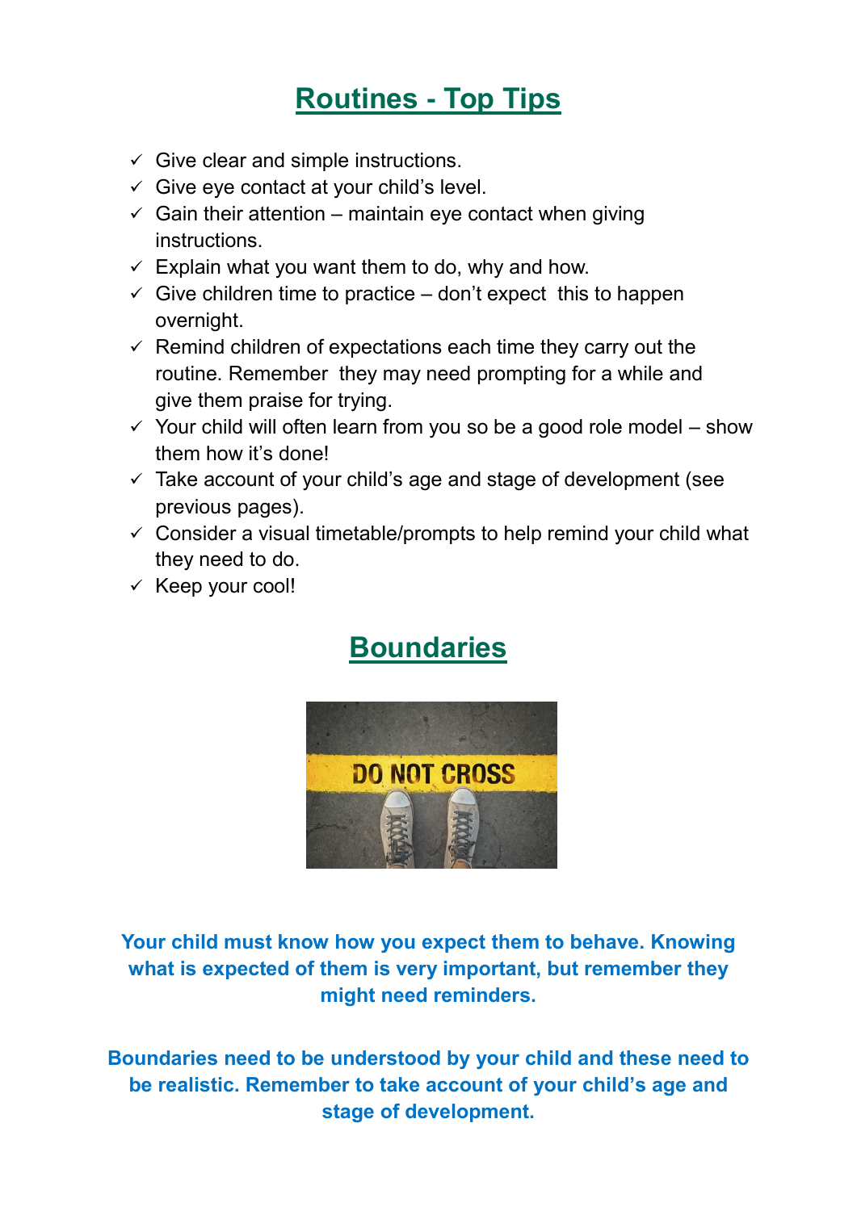## Routines - Top Tips

- ✓ Give clear and simple instructions.
- ✓ Give eye contact at your child's level.
- ✓ Gain their attention – maintain eye contact when giving instructions.
- ✓ Explain what you want them to do, why and how.
- ✓ Give children time to practice – don't expect this to happen overnight.
- ✓ Remind children of expectations each time they carry out the routine. Remember they may need prompting for a while and give them praise for trying.
- ✓ Your child will often learn from you so be a good role model – show them how it's done!
- ✓ Take account of your child's age and stage of development (see previous pages).
- ✓ Consider a visual timetable/prompts to help remind your child what they need to do.
- ✓ Keep your cool!

## Boundaries

**Your child must know how you expect them to behave. Knowing what is expected of them is very important, but remember they might need reminders.**

**Boundaries need to be understood by your child and these need to be realistic. Remember to take account of your child's age and stage of development.**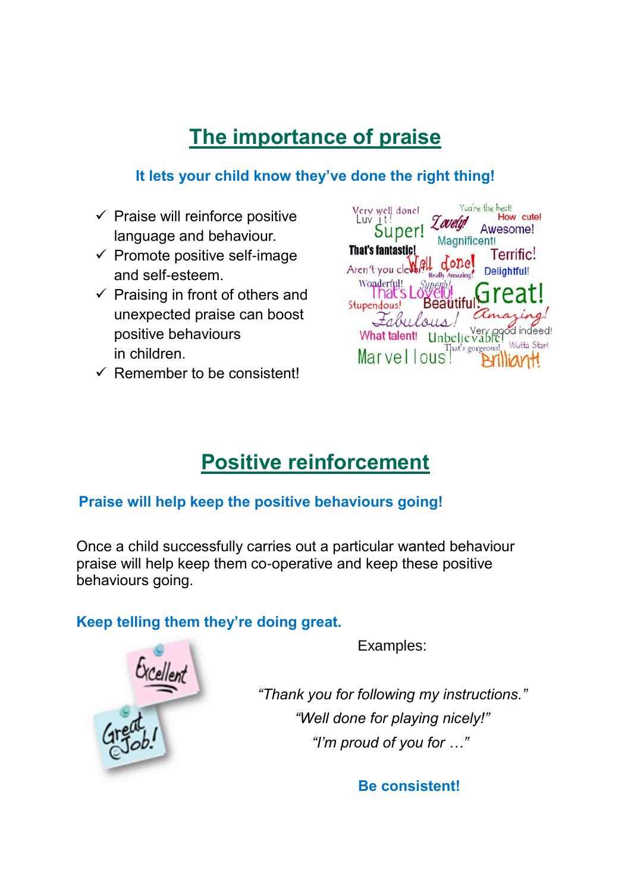# The importance of praise

**It lets your child know they've done the right thing!**

- ✓ Praise will reinforce positive language and behaviour.
- ✓ Promote positive self-image and self-esteem.
- ✓ Praising in front of others and unexpected praise can boost positive behaviours in children.
- ✓ Remember to be consistent!

# Positive reinforcement

**Praise will help keep the positive behaviours going!**

Once a child successfully carries out a particular wanted behaviour praise will help keep them co-operative and keep these positive behaviours going.

**Keep telling them they're doing great.**

Examples:

*"Thank you for following my instructions."*

*"Well done for playing nicely!"*

*"I'm proud of you for …"*

**Be consistent!**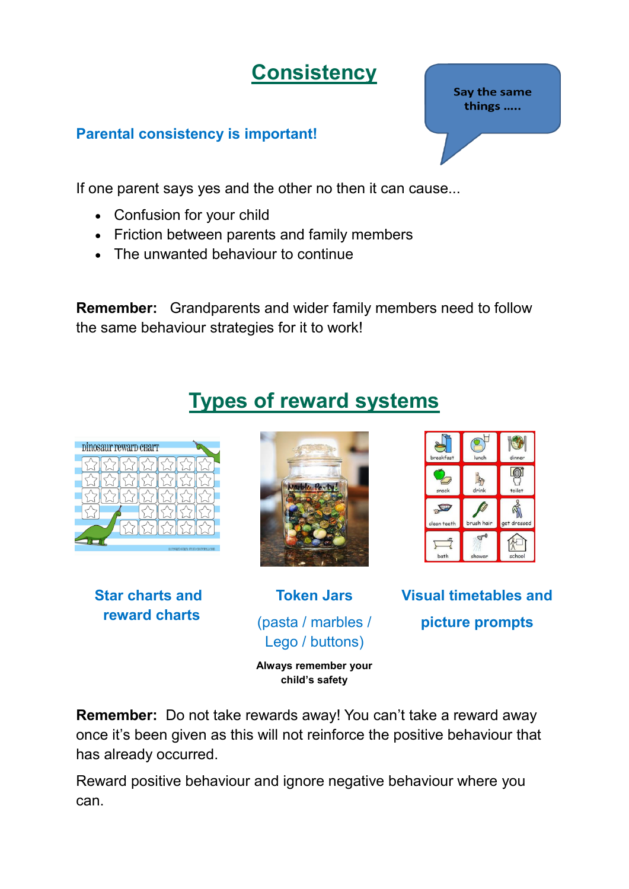# Consistency

Say the same things .....

### Parental consistency is important!

If one parent says yes and the other no then it can cause...

- Confusion for your child
- Friction between parents and family members
- The unwanted behaviour to continue

**Remember:** Grandparents and wider family members need to follow the same behaviour strategies for it to work!

# Types of reward systems

**Star charts and reward charts**

**Token Jars**

(pasta / marbles / Lego / buttons)

**Always remember your child's safety**

**Visual timetables and picture prompts**

**Remember:** Do not take rewards away! You can't take a reward away once it's been given as this will not reinforce the positive behaviour that has already occurred.

Reward positive behaviour and ignore negative behaviour where you can.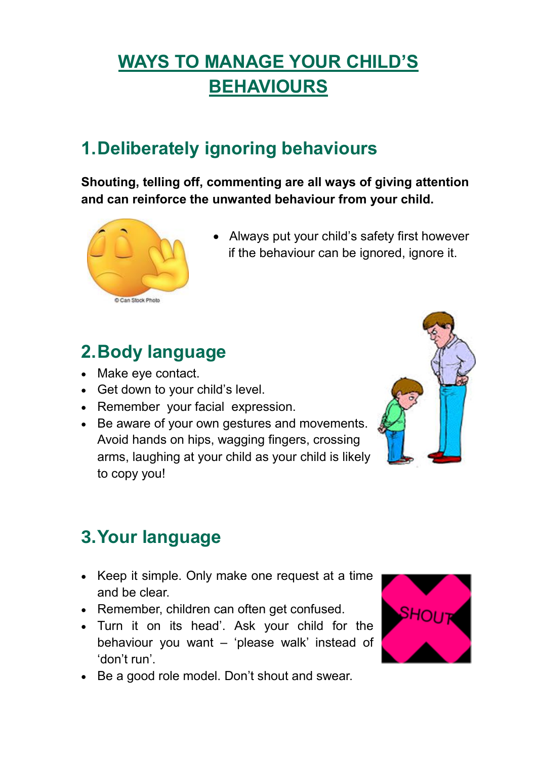# WAYS TO MANAGE YOUR CHILD'S BEHAVIOURS

## 1. Deliberately ignoring behaviours

**Shouting, telling off, commenting are all ways of giving attention and can reinforce the unwanted behaviour from your child.**

- Always put your child's safety first however if the behaviour can be ignored, ignore it.

## 2. Body language

- Make eye contact.
- Get down to your child's level.
- Remember your facial expression.
- Be aware of your own gestures and movements. Avoid hands on hips, wagging fingers, crossing arms, laughing at your child as your child is likely to copy you!

## 3. Your language

- Keep it simple. Only make one request at a time and be clear.
- Remember, children can often get confused.
- Turn it on its head'. Ask your child for the behaviour you want – 'please walk' instead of 'don't run'.
- Be a good role model. Don't shout and swear.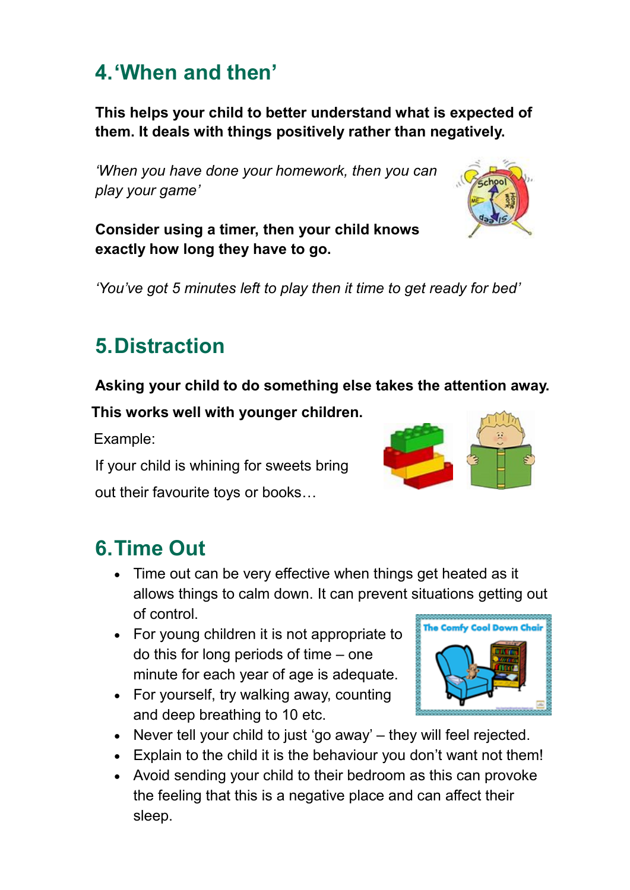## 4. 'When and then'

**This helps your child to better understand what is expected of them. It deals with things positively rather than negatively.**

*'When you have done your homework, then you can play your game'*

**Consider using a timer, then your child knows exactly how long they have to go.**

*'You've got 5 minutes left to play then it time to get ready for bed'*

## 5. Distraction

**Asking your child to do something else takes the attention away.**

**This works well with younger children.**

Example:

If your child is whining for sweets bring out their favourite toys or books…

## 6. Time Out

- Time out can be very effective when things get heated as it allows things to calm down. It can prevent situations getting out of control.
- For young children it is not appropriate to do this for long periods of time – one minute for each year of age is adequate.
- For yourself, try walking away, counting and deep breathing to 10 etc.
- Never tell your child to just 'go away' – they will feel rejected.
- Explain to the child it is the behaviour you don't want not them!
- Avoid sending your child to their bedroom as this can provoke the feeling that this is a negative place and can affect their sleep.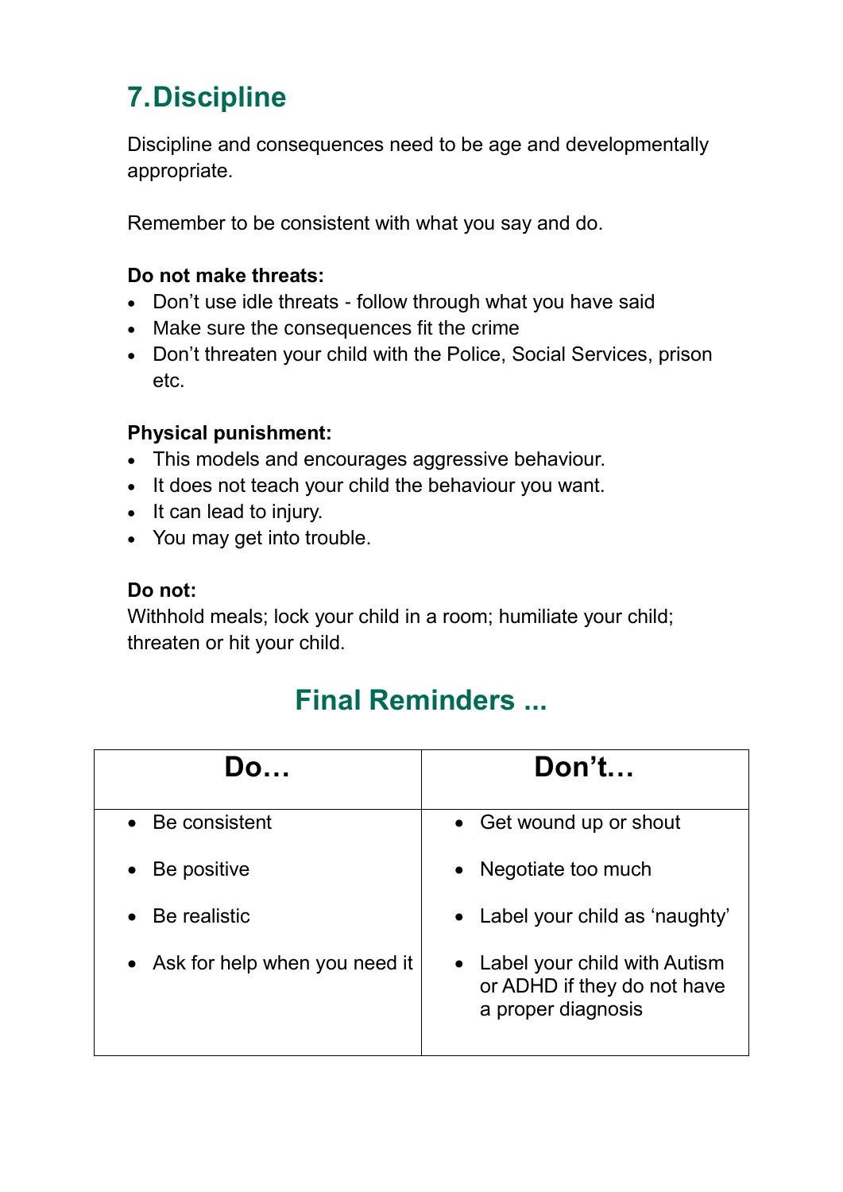## 7. Discipline

Discipline and consequences need to be age and developmentally appropriate.

Remember to be consistent with what you say and do.

**Do not make threats:**

- Don’t use idle threats - follow through what you have said
- Make sure the consequences fit the crime
- Don’t threaten your child with the Police, Social Services, prison etc.

**Physical punishment:**

- This models and encourages aggressive behaviour.
- It does not teach your child the behaviour you want.
- It can lead to injury.
- You may get into trouble.

**Do not:**
Withhold meals; lock your child in a room; humiliate your child; threaten or hit your child.

## Final Reminders ...

| Do… | Don’t… |
|---|---|
| • Be consistent<br>• Be positive<br>• Be realistic<br>• Ask for help when you need it | • Get wound up or shout<br>• Negotiate too much<br>• Label your child as ‘naughty’<br>• Label your child with Autism or ADHD if they do not have a proper diagnosis |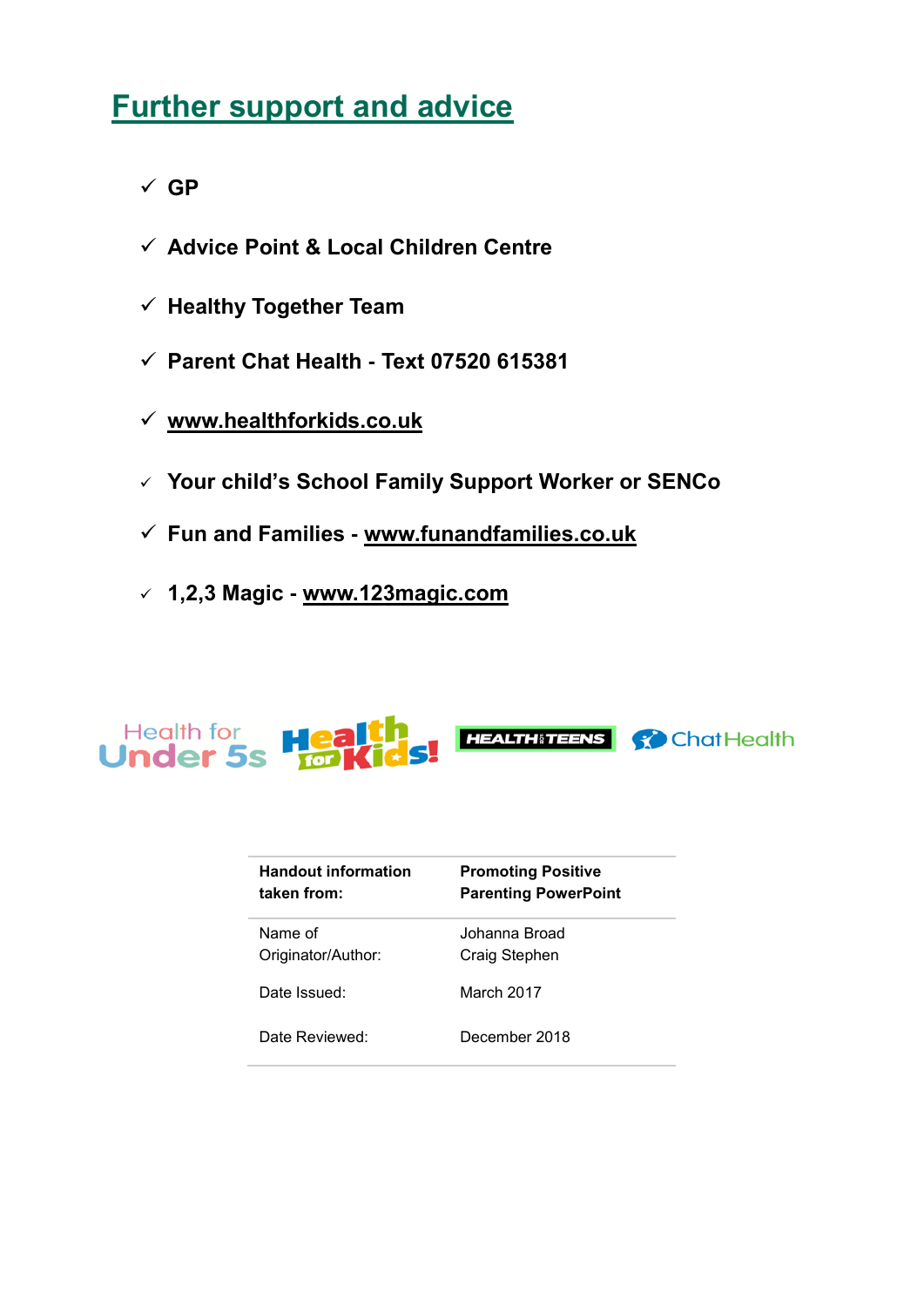# Further support and advice

- ✓ **GP**
- ✓ **Advice Point & Local Children Centre**
- ✓ **Healthy Together Team**
- ✓ **Parent Chat Health - Text 07520 615381**
- ✓ **www.healthforkids.co.uk**
- ✓ **Your child's School Family Support Worker or SENCo**
- ✓ **Fun and Families - www.funandfamilies.co.uk**
- ✓ **1,2,3 Magic - www.123magic.com**

Health for Under 5s    Health for Kids!    HEALTH for TEENS    ChatHealth

| **Handout information taken from:** | **Promoting Positive Parenting PowerPoint** |
| --- | --- |
| Name of Originator/Author: | Johanna Broad<br>Craig Stephen |
| Date Issued: | March 2017 |
| Date Reviewed: | December 2018 |